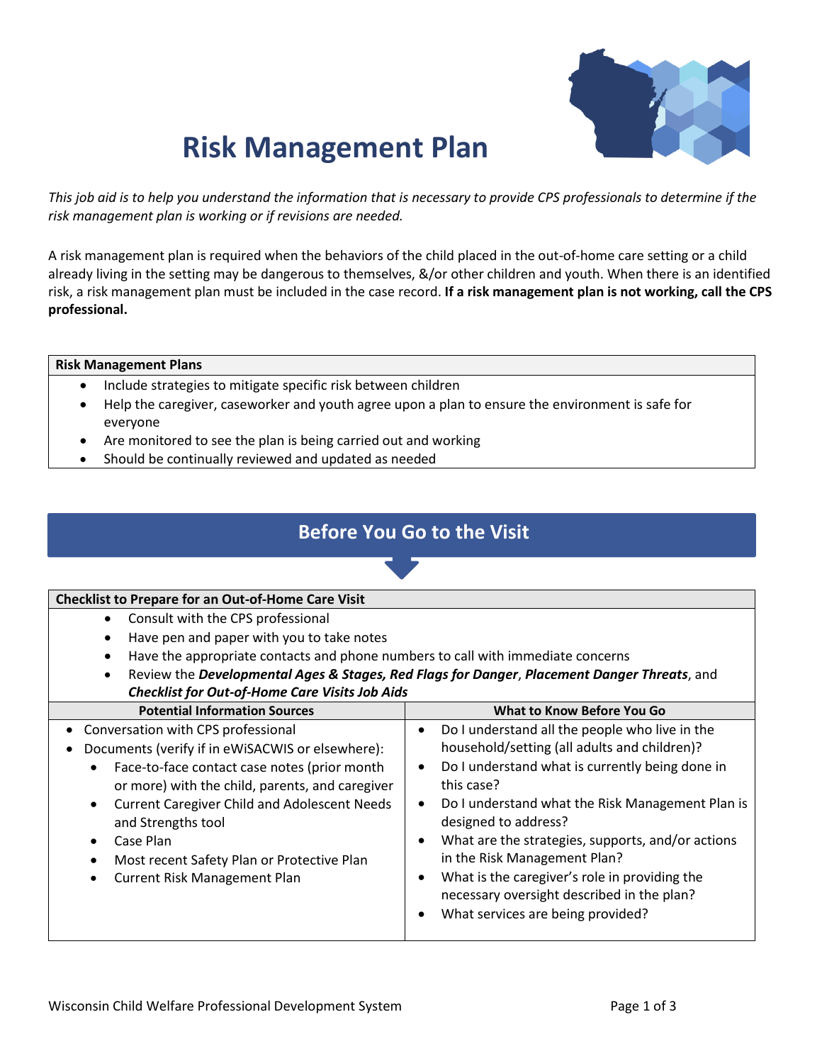# Risk Management Plan

*This job aid is to help you understand the information that is necessary to provide CPS professionals to determine if the risk management plan is working or if revisions are needed.*

A risk management plan is required when the behaviors of the child placed in the out-of-home care setting or a child already living in the setting may be dangerous to themselves, &/or other children and youth. When there is an identified risk, a risk management plan must be included in the case record. **If a risk management plan is not working, call the CPS professional.**

| Risk Management Plans |
|---|
| • Include strategies to mitigate specific risk between children<br>• Help the caregiver, caseworker and youth agree upon a plan to ensure the environment is safe for everyone<br>• Are monitored to see the plan is being carried out and working<br>• Should be continually reviewed and updated as needed |

## Before You Go to the Visit

| Checklist to Prepare for an Out-of-Home Care Visit | |
|---|---|
| • Consult with the CPS professional<br>• Have pen and paper with you to take notes<br>• Have the appropriate contacts and phone numbers to call with immediate concerns<br>• Review the ***Developmental Ages & Stages, Red Flags for Danger***, ***Placement Danger Threats***, and ***Checklist for Out-of-Home Care Visits Job Aids*** | |
| **Potential Information Sources** | **What to Know Before You Go** |
| • Conversation with CPS professional<br>• Documents (verify if in eWiSACWIS or elsewhere):<br>&nbsp;&nbsp;&nbsp;• Face-to-face contact case notes (prior month or more) with the child, parents, and caregiver<br>&nbsp;&nbsp;&nbsp;• Current Caregiver Child and Adolescent Needs and Strengths tool<br>&nbsp;&nbsp;&nbsp;• Case Plan<br>&nbsp;&nbsp;&nbsp;• Most recent Safety Plan or Protective Plan<br>&nbsp;&nbsp;&nbsp;• Current Risk Management Plan | • Do I understand all the people who live in the household/setting (all adults and children)?<br>• Do I understand what is currently being done in this case?<br>• Do I understand what the Risk Management Plan is designed to address?<br>• What are the strategies, supports, and/or actions in the Risk Management Plan?<br>• What is the caregiver's role in providing the necessary oversight described in the plan?<br>• What services are being provided? |

Wisconsin Child Welfare Professional Development System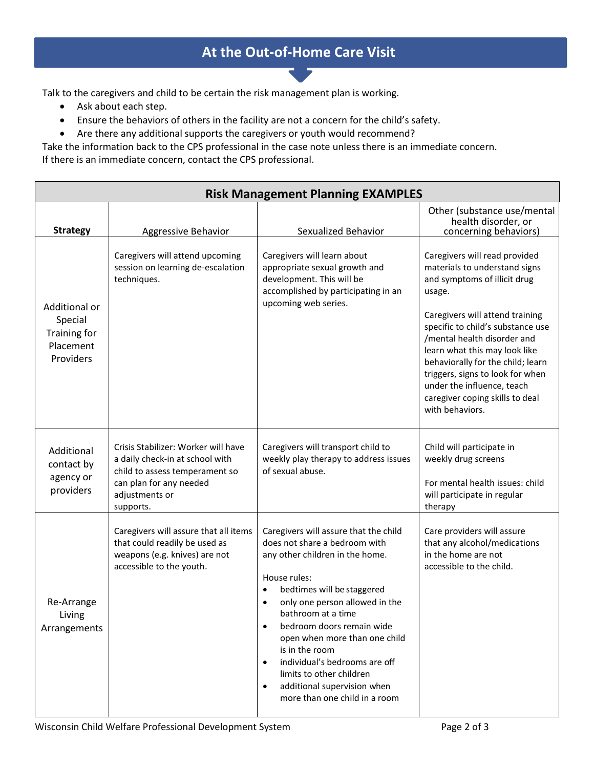## At the Out-of-Home Care Visit

Talk to the caregivers and child to be certain the risk management plan is working.

- Ask about each step.
- Ensure the behaviors of others in the facility are not a concern for the child's safety.
- Are there any additional supports the caregivers or youth would recommend?

Take the information back to the CPS professional in the case note unless there is an immediate concern.
If there is an immediate concern, contact the CPS professional.

| Risk Management Planning EXAMPLES | | | |
|---|---|---|---|
| **Strategy** | Aggressive Behavior | Sexualized Behavior | Other (substance use/mental health disorder, or concerning behaviors) |
| Additional or Special Training for Placement Providers | Caregivers will attend upcoming session on learning de-escalation techniques. | Caregivers will learn about appropriate sexual growth and development. This will be accomplished by participating in an upcoming web series. | Caregivers will read provided materials to understand signs and symptoms of illicit drug usage.<br><br>Caregivers will attend training specific to child's substance use /mental health disorder and learn what this may look like behaviorally for the child; learn triggers, signs to look for when under the influence, teach caregiver coping skills to deal with behaviors. |
| Additional contact by agency or providers | Crisis Stabilizer: Worker will have a daily check-in at school with child to assess temperament so can plan for any needed adjustments or supports. | Caregivers will transport child to weekly play therapy to address issues of sexual abuse. | Child will participate in weekly drug screens<br><br>For mental health issues: child will participate in regular therapy |
| Re-Arrange Living Arrangements | Caregivers will assure that all items that could readily be used as weapons (e.g. knives) are not accessible to the youth. | Caregivers will assure that the child does not share a bedroom with any other children in the home.<br><br>House rules:<br>• bedtimes will be staggered<br>• only one person allowed in the bathroom at a time<br>• bedroom doors remain wide open when more than one child is in the room<br>• individual's bedrooms are off limits to other children<br>• additional supervision when more than one child in a room | Care providers will assure that any alcohol/medications in the home are not accessible to the child. |

Wisconsin Child Welfare Professional Development System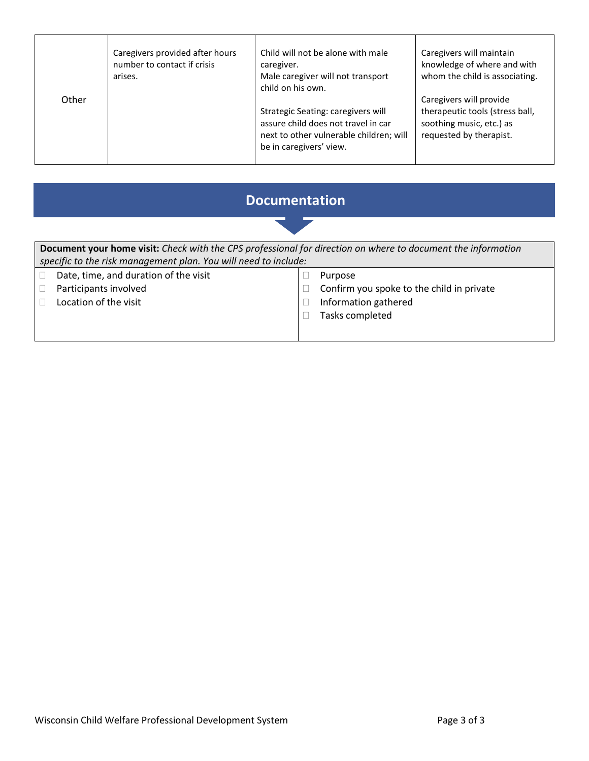| | | | |
|---|---|---|---|
| Other | Caregivers provided after hours number to contact if crisis arises. | Child will not be alone with male caregiver.<br>Male caregiver will not transport child on his own.<br><br>Strategic Seating: caregivers will assure child does not travel in car next to other vulnerable children; will be in caregivers' view. | Caregivers will maintain knowledge of where and with whom the child is associating.<br><br>Caregivers will provide therapeutic tools (stress ball, soothing music, etc.) as requested by therapist. |

## Documentation

**Document your home visit:** *Check with the CPS professional for direction on where to document the information specific to the risk management plan. You will need to include:*

- ☐ Date, time, and duration of the visit
- ☐ Participants involved
- ☐ Location of the visit
- ☐ Purpose
- ☐ Confirm you spoke to the child in private
- ☐ Information gathered
- ☐ Tasks completed